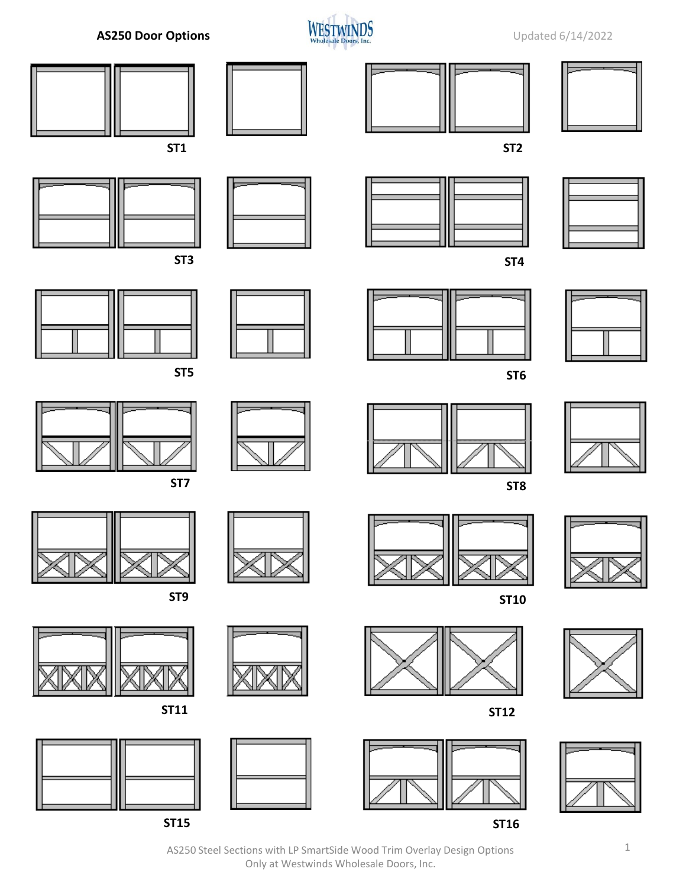# AS250 Door Options

WESTWINDS Wholesale Doors, Inc.

Updated 6/14/2022

ST1

ST2

ST3

ST4

ST5

ST6

ST7

ST8

ST9

ST10

ST11

ST12

ST15

ST16

AS250 Steel Sections with LP SmartSide Wood Trim Overlay Design Options
Only at Westwinds Wholesale Doors, Inc.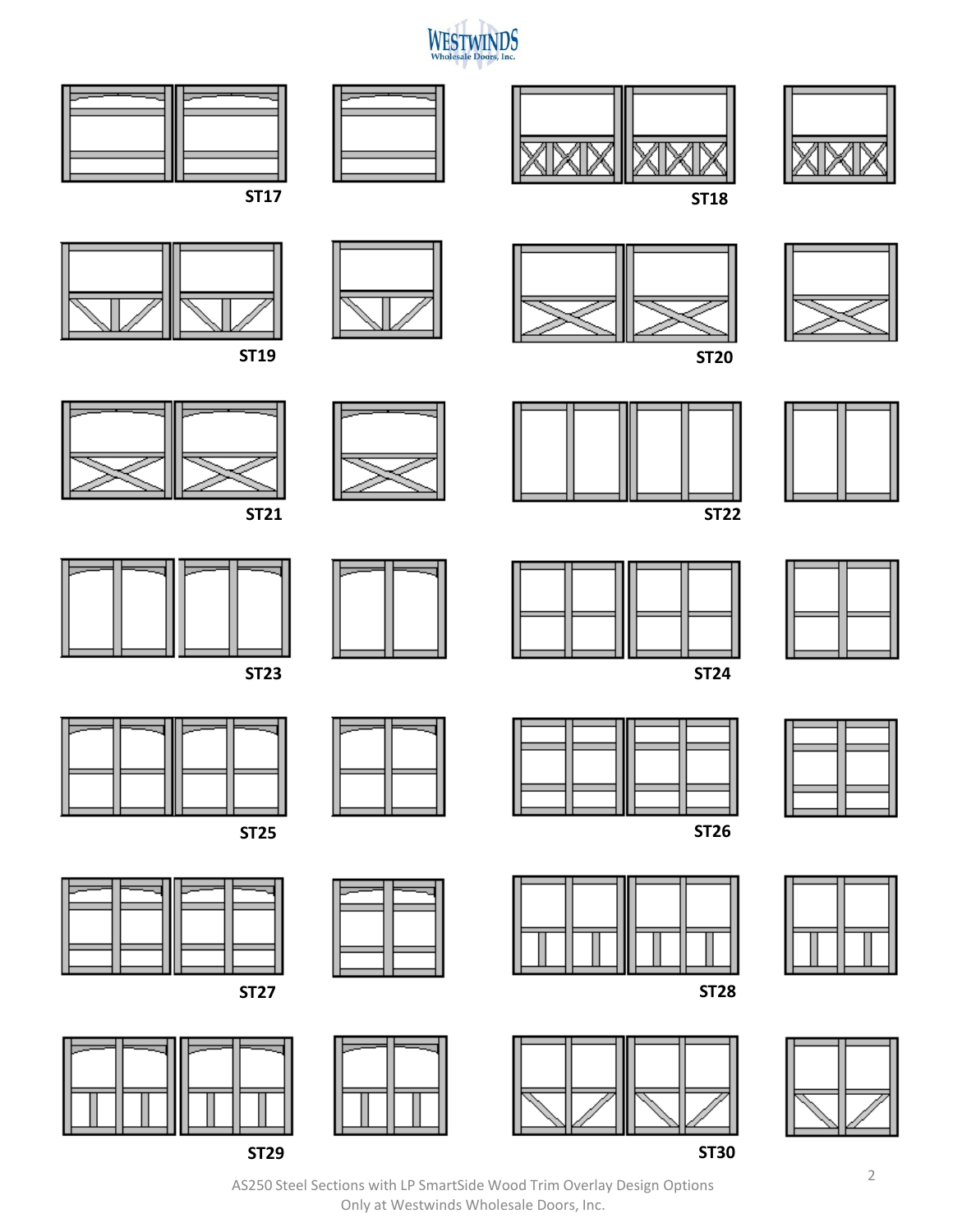ST17

ST18

ST19

ST20

ST21

ST22

ST23

ST24

ST25

ST26

ST27

ST28

ST29

ST30

AS250 Steel Sections with LP SmartSide Wood Trim Overlay Design Options
Only at Westwinds Wholesale Doors, Inc.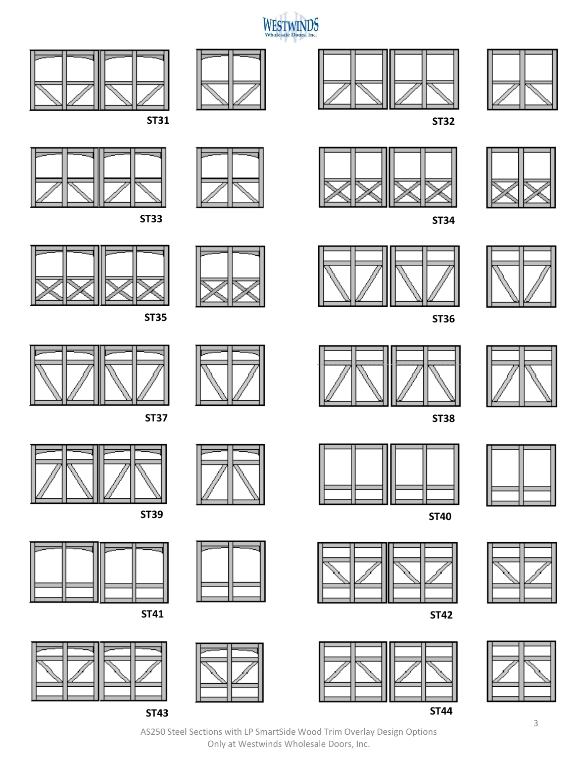ST31

ST32

ST33

ST34

ST35

ST36

ST37

ST38

ST39

ST40

ST41

ST42

ST43

ST44

AS250 Steel Sections with LP SmartSide Wood Trim Overlay Design Options
Only at Westwinds Wholesale Doors, Inc.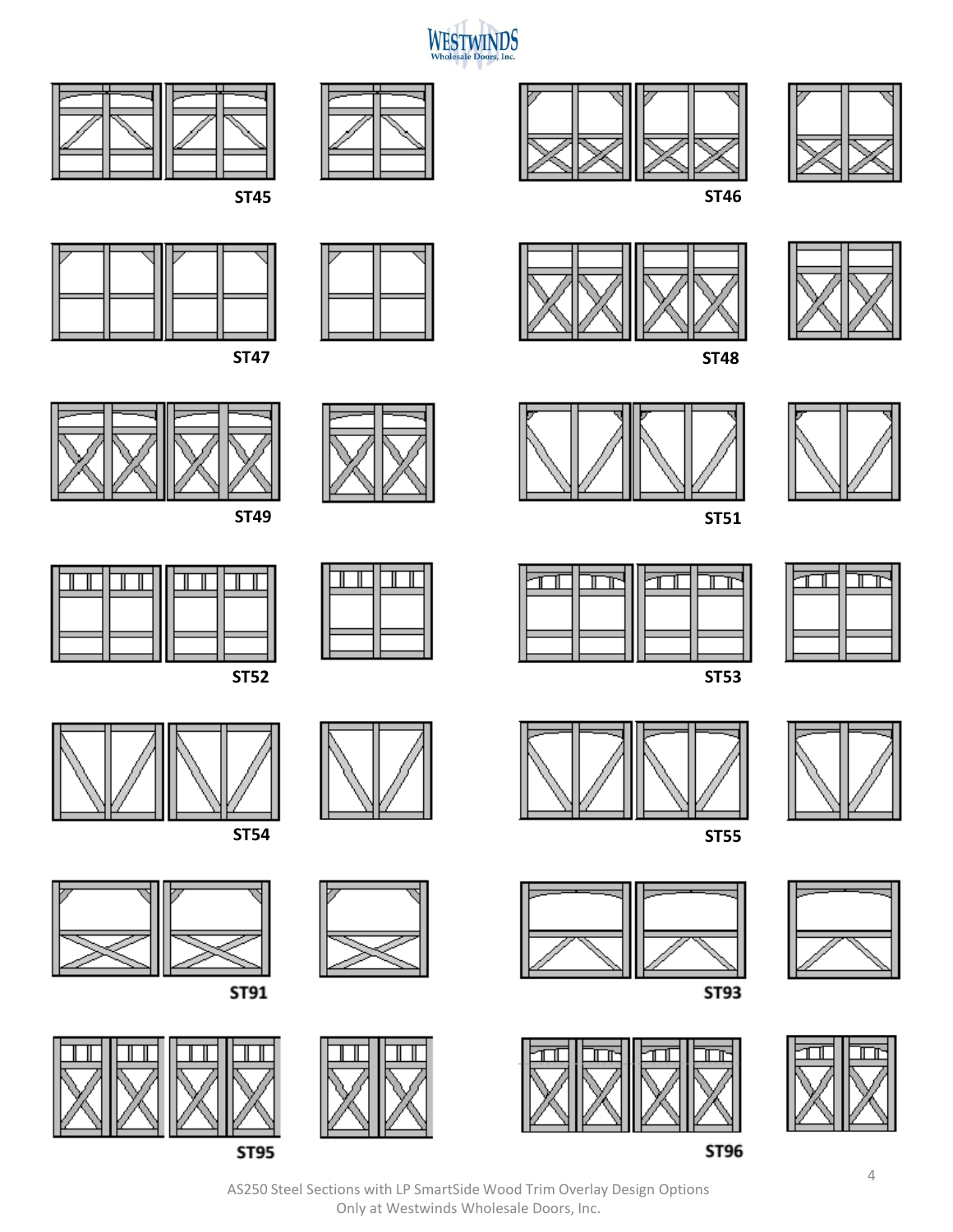ST45

ST46

ST47

ST48

ST49

ST51

ST52

ST53

ST54

ST55

ST91

ST93

ST95

ST96

AS250 Steel Sections with LP SmartSide Wood Trim Overlay Design Options
Only at Westwinds Wholesale Doors, Inc.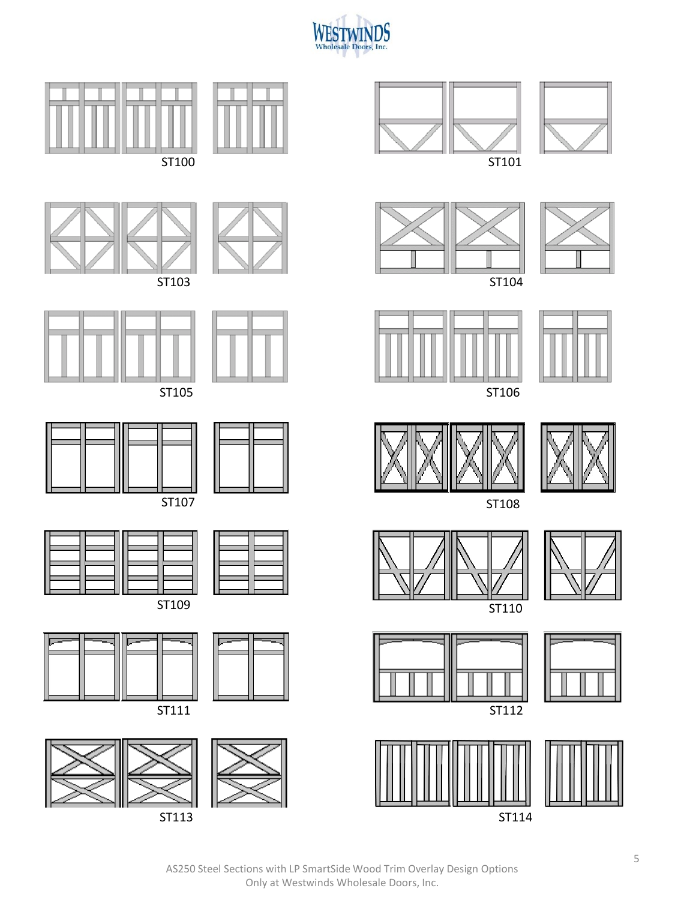WESTWINDS
Wholesale Doors, Inc.

ST100

ST101

ST103

ST104

ST105

ST106

ST107

ST108

ST109

ST110

ST111

ST112

ST113

ST114

AS250 Steel Sections with LP SmartSide Wood Trim Overlay Design Options
Only at Westwinds Wholesale Doors, Inc.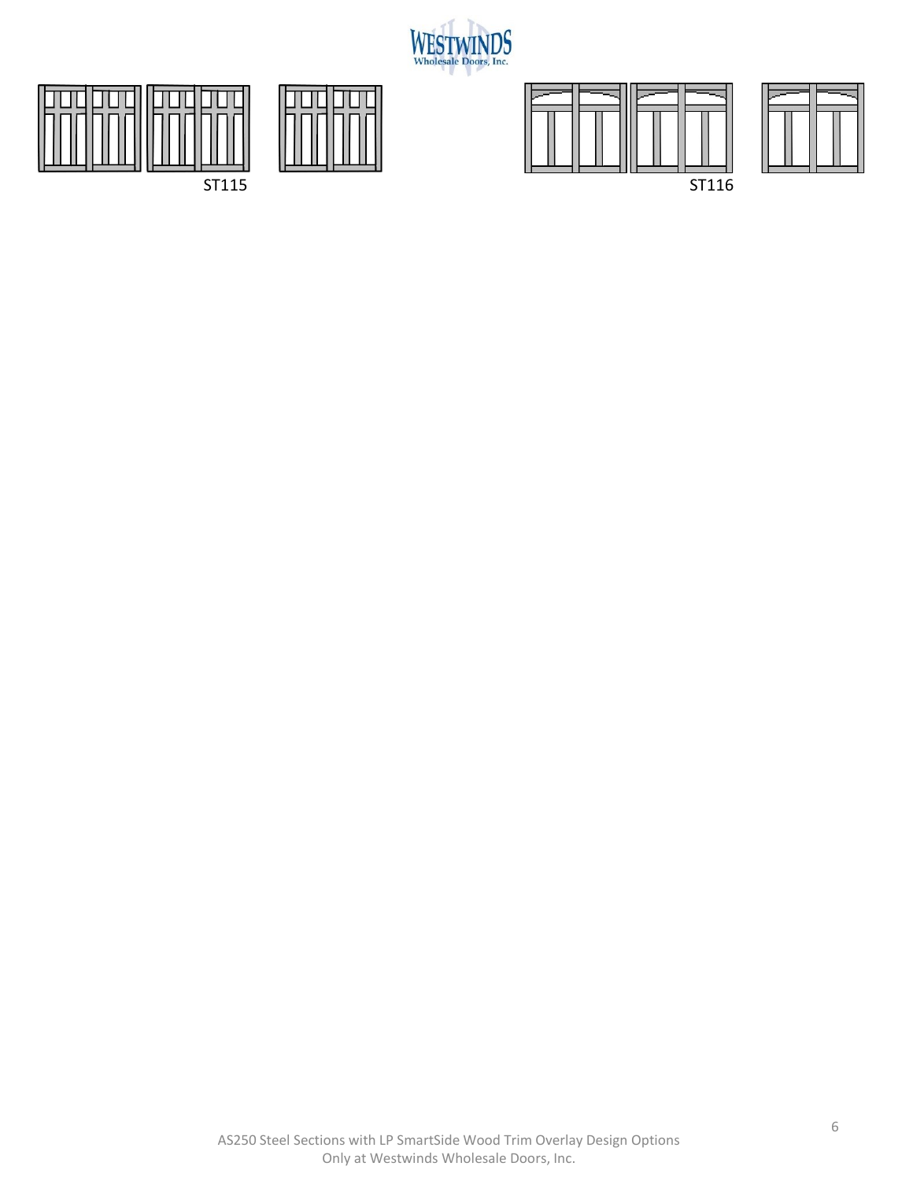ST115

ST116

AS250 Steel Sections with LP SmartSide Wood Trim Overlay Design Options
Only at Westwinds Wholesale Doors, Inc.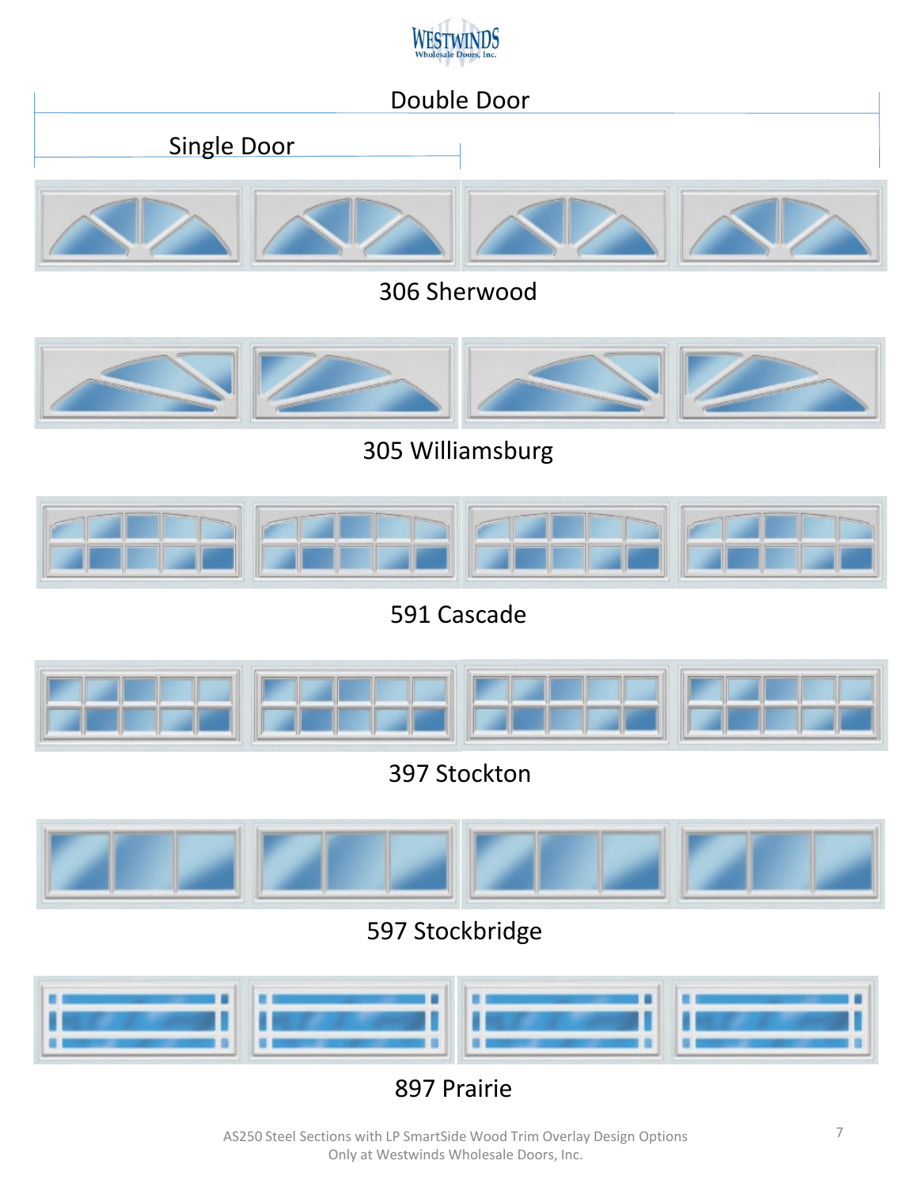Double Door

Single Door

306 Sherwood

305 Williamsburg

591 Cascade

397 Stockton

597 Stockbridge

897 Prairie

AS250 Steel Sections with LP SmartSide Wood Trim Overlay Design Options
Only at Westwinds Wholesale Doors, Inc.